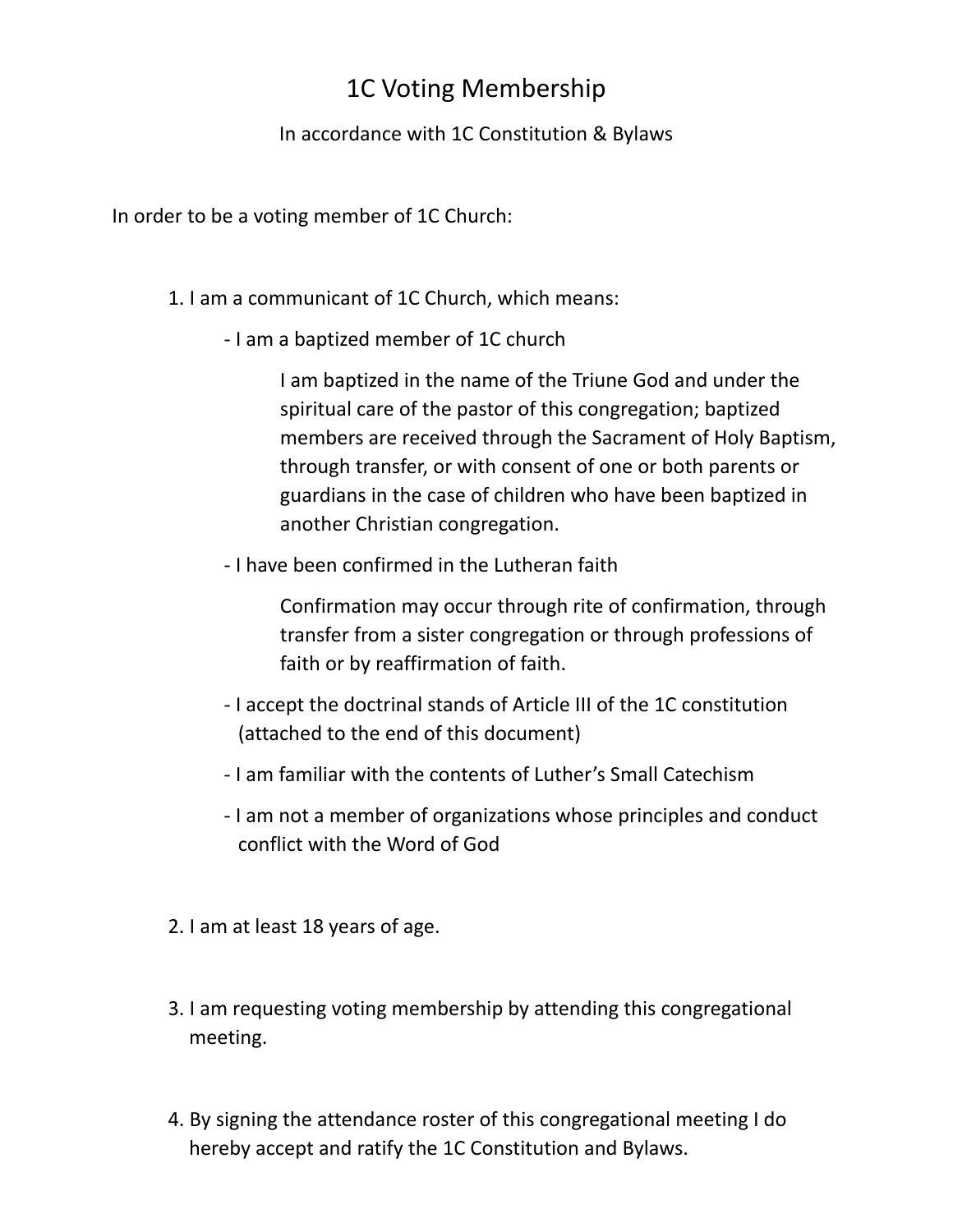# 1C Voting Membership

In accordance with 1C Constitution & Bylaws

In order to be a voting member of 1C Church:

1. I am a communicant of 1C Church, which means:

   - I am a baptized member of 1C church

     I am baptized in the name of the Triune God and under the spiritual care of the pastor of this congregation; baptized members are received through the Sacrament of Holy Baptism, through transfer, or with consent of one or both parents or guardians in the case of children who have been baptized in another Christian congregation.

   - I have been confirmed in the Lutheran faith

     Confirmation may occur through rite of confirmation, through transfer from a sister congregation or through professions of faith or by reaffirmation of faith.

   - I accept the doctrinal stands of Article III of the 1C constitution (attached to the end of this document)

   - I am familiar with the contents of Luther's Small Catechism

   - I am not a member of organizations whose principles and conduct conflict with the Word of God

2. I am at least 18 years of age.

3. I am requesting voting membership by attending this congregational meeting.

4. By signing the attendance roster of this congregational meeting I do hereby accept and ratify the 1C Constitution and Bylaws.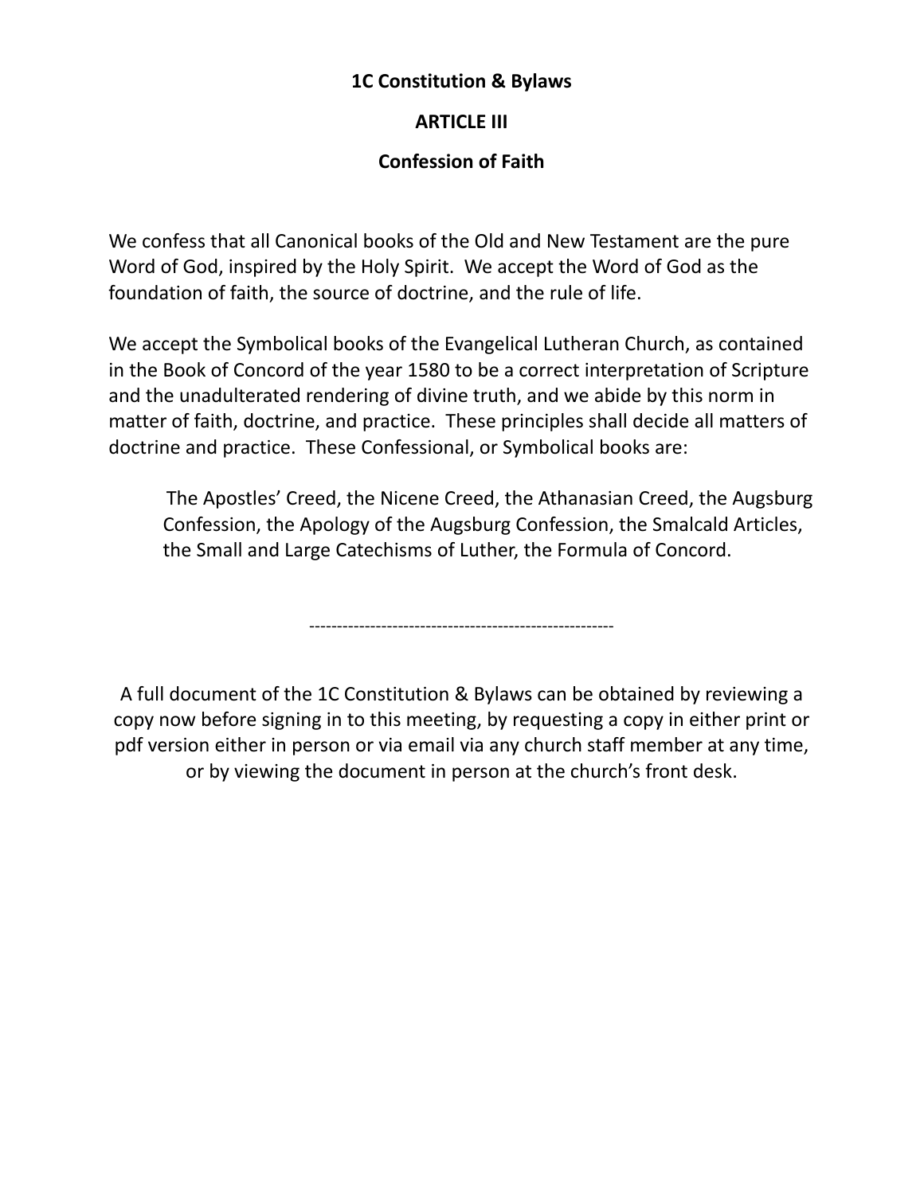**1C Constitution & Bylaws**

**ARTICLE III**

**Confession of Faith**

We confess that all Canonical books of the Old and New Testament are the pure Word of God, inspired by the Holy Spirit. We accept the Word of God as the foundation of faith, the source of doctrine, and the rule of life.

We accept the Symbolical books of the Evangelical Lutheran Church, as contained in the Book of Concord of the year 1580 to be a correct interpretation of Scripture and the unadulterated rendering of divine truth, and we abide by this norm in matter of faith, doctrine, and practice. These principles shall decide all matters of doctrine and practice. These Confessional, or Symbolical books are:

> The Apostles' Creed, the Nicene Creed, the Athanasian Creed, the Augsburg Confession, the Apology of the Augsburg Confession, the Smalcald Articles, the Small and Large Catechisms of Luther, the Formula of Concord.

---

A full document of the 1C Constitution & Bylaws can be obtained by reviewing a copy now before signing in to this meeting, by requesting a copy in either print or pdf version either in person or via email via any church staff member at any time, or by viewing the document in person at the church's front desk.